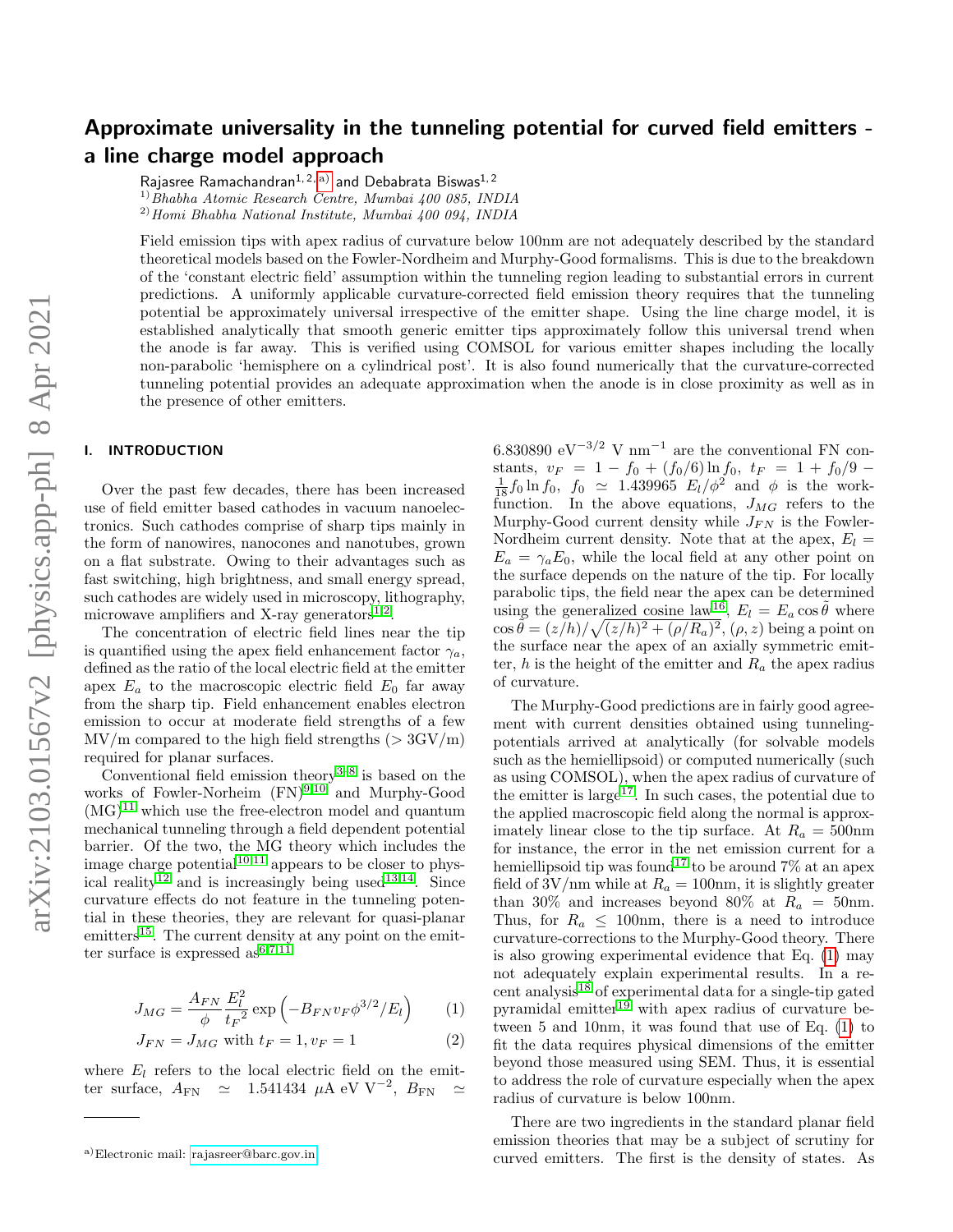# Approximate universality in the tunneling potential for curved field emitters - a line charge model approach

Rajasree Ramachandran[1,2,a] and Debabrata Biswas[1,2]

[1] *Bhabha Atomic Research Centre, Mumbai 400 085, INDIA*
[2] *Homi Bhabha National Institute, Mumbai 400 094, INDIA*

Field emission tips with apex radius of curvature below 100nm are not adequately described by the standard theoretical models based on the Fowler-Nordheim and Murphy-Good formalisms. This is due to the breakdown of the 'constant electric field' assumption within the tunneling region leading to substantial errors in current predictions. A uniformly applicable curvature-corrected field emission theory requires that the tunneling potential be approximately universal irrespective of the emitter shape. Using the line charge model, it is established analytically that smooth generic emitter tips approximately follow this universal trend when the anode is far away. This is verified using COMSOL for various emitter shapes including the locally non-parabolic 'hemisphere on a cylindrical post'. It is also found numerically that the curvature-corrected tunneling potential provides an adequate approximation when the anode is in close proximity as well as in the presence of other emitters.

## I. INTRODUCTION

Over the past few decades, there has been increased use of field emitter based cathodes in vacuum nanoelectronics. Such cathodes comprise of sharp tips mainly in the form of nanowires, nanocones and nanotubes, grown on a flat substrate. Owing to their advantages such as fast switching, high brightness, and small energy spread, such cathodes are widely used in microscopy, lithography, microwave amplifiers and X-ray generators[1,2].

The concentration of electric field lines near the tip is quantified using the apex field enhancement factor $\gamma_a$, defined as the ratio of the local electric field at the emitter apex $E_a$ to the macroscopic electric field $E_0$ far away from the sharp tip. Field enhancement enables electron emission to occur at moderate field strengths of a few MV/m compared to the high field strengths (> 3GV/m) required for planar surfaces.

Conventional field emission theory[3–8] is based on the works of Fowler-Norheim (FN)[9,10] and Murphy-Good (MG)[11] which use the free-electron model and quantum mechanical tunneling through a field dependent potential barrier. Of the two, the MG theory which includes the image charge potential[10,11] appears to be closer to physical reality[12] and is increasingly being used[13,14]. Since curvature effects do not feature in the tunneling potential in these theories, they are relevant for quasi-planar emitters[15]. The current density at any point on the emitter surface is expressed as[6,7,11]

$$J_{MG} = \frac{A_{FN}}{\phi} \frac{E_l^2}{{t_F}^2} \exp\left(-B_{FN} v_F \phi^{3/2}/E_l\right) \tag{1}$$

$$J_{FN} = J_{MG} \text{ with } t_F = 1, v_F = 1 \tag{2}$$

where $E_l$ refers to the local electric field on the emitter surface, $A_{\rm FN} \simeq 1.541434$ $\mu$A eV V$^{-2}$, $B_{\rm FN} \simeq 6.830890$ eV$^{-3/2}$ V nm$^{-1}$ are the conventional FN constants, $v_F = 1 - f_0 + (f_0/6)\ln f_0$, $t_F = 1 + f_0/9 - \frac{1}{18} f_0 \ln f_0$, $f_0 \simeq 1.439965$ $E_l/\phi^2$ and $\phi$ is the workfunction. In the above equations, $J_{MG}$ refers to the Murphy-Good current density while $J_{FN}$ is the Fowler-Nordheim current density. Note that at the apex, $E_l = E_a = \gamma_a E_0$, while the local field at any other point on the surface depends on the nature of the tip. For locally parabolic tips, the field near the apex can be determined using the generalized cosine law[16], $E_l = E_a \cos\tilde{\theta}$ where $\cos\tilde{\theta} = (z/h)/\sqrt{(z/h)^2 + (\rho/R_a)^2}$, $(\rho, z)$ being a point on the surface near the apex of an axially symmetric emitter, $h$ is the height of the emitter and $R_a$ the apex radius of curvature.

The Murphy-Good predictions are in fairly good agreement with current densities obtained using tunneling-potentials arrived at analytically (for solvable models such as the hemiellipsoid) or computed numerically (such as using COMSOL), when the apex radius of curvature of the emitter is large[17]. In such cases, the potential due to the applied macroscopic field along the normal is approximately linear close to the tip surface. At $R_a = 500$nm for instance, the error in the net emission current for a hemiellipsoid tip was found[17] to be around 7% at an apex field of 3V/nm while at $R_a = 100$nm, it is slightly greater than 30% and increases beyond 80% at $R_a = 50$nm. Thus, for $R_a \leq 100$nm, there is a need to introduce curvature-corrections to the Murphy-Good theory. There is also growing experimental evidence that Eq. (1) may not adequately explain experimental results. In a recent analysis[18] of experimental data for a single-tip gated pyramidal emitter[19] with apex radius of curvature between 5 and 10nm, it was found that use of Eq. (1) to fit the data requires physical dimensions of the emitter beyond those measured using SEM. Thus, it is essential to address the role of curvature especially when the apex radius of curvature is below 100nm.

There are two ingredients in the standard planar field emission theories that may be a subject of scrutiny for curved emitters. The first is the density of states. As

[a] Electronic mail: rajasreer@barc.gov.in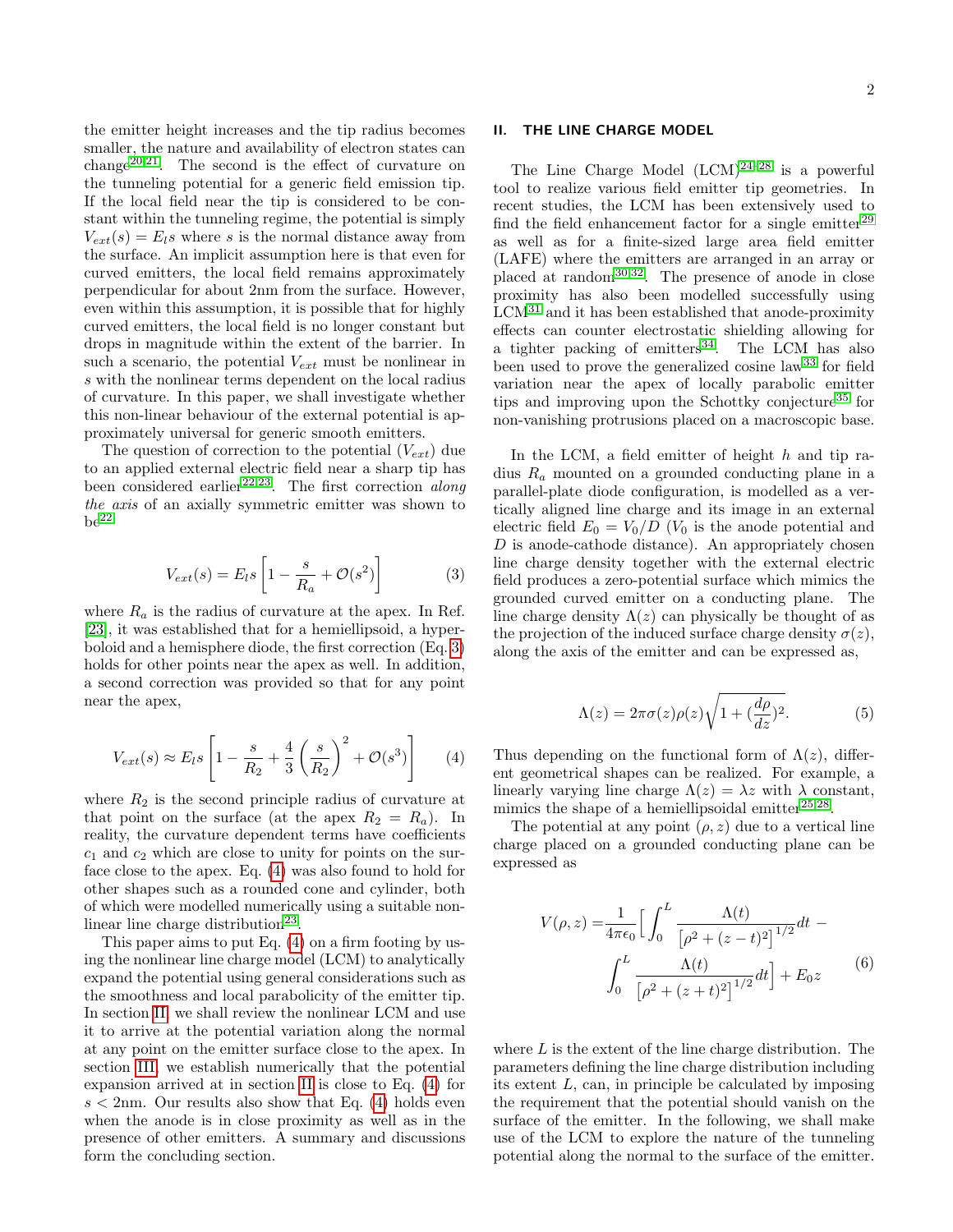the emitter height increases and the tip radius becomes smaller, the nature and availability of electron states can change[20,21]. The second is the effect of curvature on the tunneling potential for a generic field emission tip. If the local field near the tip is considered to be constant within the tunneling regime, the potential is simply $V_{ext}(s) = E_l s$ where $s$ is the normal distance away from the surface. An implicit assumption here is that even for curved emitters, the local field remains approximately perpendicular for about 2nm from the surface. However, even within this assumption, it is possible that for highly curved emitters, the local field is no longer constant but drops in magnitude within the extent of the barrier. In such a scenario, the potential $V_{ext}$ must be nonlinear in $s$ with the nonlinear terms dependent on the local radius of curvature. In this paper, we shall investigate whether this non-linear behaviour of the external potential is approximately universal for generic smooth emitters.

The question of correction to the potential ($V_{ext}$) due to an applied external electric field near a sharp tip has been considered earlier[22,23]. The first correction *along the axis* of an axially symmetric emitter was shown to be[22]

$$V_{ext}(s) = E_l s \left[ 1 - \frac{s}{R_a} + \mathcal{O}(s^2) \right] \tag{3}$$

where $R_a$ is the radius of curvature at the apex. In Ref. [23], it was established that for a hemiellipsoid, a hyperboloid and a hemisphere diode, the first correction (Eq. 3) holds for other points near the apex as well. In addition, a second correction was provided so that for any point near the apex,

$$V_{ext}(s) \approx E_l s \left[ 1 - \frac{s}{R_2} + \frac{4}{3}\left(\frac{s}{R_2}\right)^2 + \mathcal{O}(s^3) \right] \tag{4}$$

where $R_2$ is the second principle radius of curvature at that point on the surface (at the apex $R_2 = R_a$). In reality, the curvature dependent terms have coefficients $c_1$ and $c_2$ which are close to unity for points on the surface close to the apex. Eq. (4) was also found to hold for other shapes such as a rounded cone and cylinder, both of which were modelled numerically using a suitable nonlinear line charge distribution[23].

This paper aims to put Eq. (4) on a firm footing by using the nonlinear line charge model (LCM) to analytically expand the potential using general considerations such as the smoothness and local parabolicity of the emitter tip. In section II, we shall review the nonlinear LCM and use it to arrive at the potential variation along the normal at any point on the emitter surface close to the apex. In section III, we establish numerically that the potential expansion arrived at in section II is close to Eq. (4) for $s < 2$nm. Our results also show that Eq. (4) holds even when the anode is in close proximity as well as in the presence of other emitters. A summary and discussions form the concluding section.

## II. THE LINE CHARGE MODEL

The Line Charge Model (LCM)[24–28] is a powerful tool to realize various field emitter tip geometries. In recent studies, the LCM has been extensively used to find the field enhancement factor for a single emitter[29] as well as for a finite-sized large area field emitter (LAFE) where the emitters are arranged in an array or placed at random[30–32]. The presence of anode in close proximity has also been modelled successfully using LCM[31] and it has been established that anode-proximity effects can counter electrostatic shielding allowing for a tighter packing of emitters[34]. The LCM has also been used to prove the generalized cosine law[33] for field variation near the apex of locally parabolic emitter tips and improving upon the Schottky conjecture[35] for non-vanishing protrusions placed on a macroscopic base.

In the LCM, a field emitter of height $h$ and tip radius $R_a$ mounted on a grounded conducting plane in a parallel-plate diode configuration, is modelled as a vertically aligned line charge and its image in an external electric field $E_0 = V_0/D$ ($V_0$ is the anode potential and $D$ is anode-cathode distance). An appropriately chosen line charge density together with the external electric field produces a zero-potential surface which mimics the grounded curved emitter on a conducting plane. The line charge density $\Lambda(z)$ can physically be thought of as the projection of the induced surface charge density $\sigma(z)$, along the axis of the emitter and can be expressed as,

$$\Lambda(z) = 2\pi\sigma(z)\rho(z)\sqrt{1 + (\frac{d\rho}{dz})^2}. \tag{5}$$

Thus depending on the functional form of $\Lambda(z)$, different geometrical shapes can be realized. For example, a linearly varying line charge $\Lambda(z) = \lambda z$ with $\lambda$ constant, mimics the shape of a hemiellipsoidal emitter[25,28].

The potential at any point $(\rho, z)$ due to a vertical line charge placed on a grounded conducting plane can be expressed as

$$V(\rho,z) = \frac{1}{4\pi\epsilon_0}\Big[ \int_0^L \frac{\Lambda(t)}{\big[\rho^2 + (z-t)^2\big]^{1/2}} dt - \int_0^L \frac{\Lambda(t)}{\big[\rho^2 + (z+t)^2\big]^{1/2}} dt \Big] + E_0 z \tag{6}$$

where $L$ is the extent of the line charge distribution. The parameters defining the line charge distribution including its extent $L$, can, in principle be calculated by imposing the requirement that the potential should vanish on the surface of the emitter. In the following, we shall make use of the LCM to explore the nature of the tunneling potential along the normal to the surface of the emitter.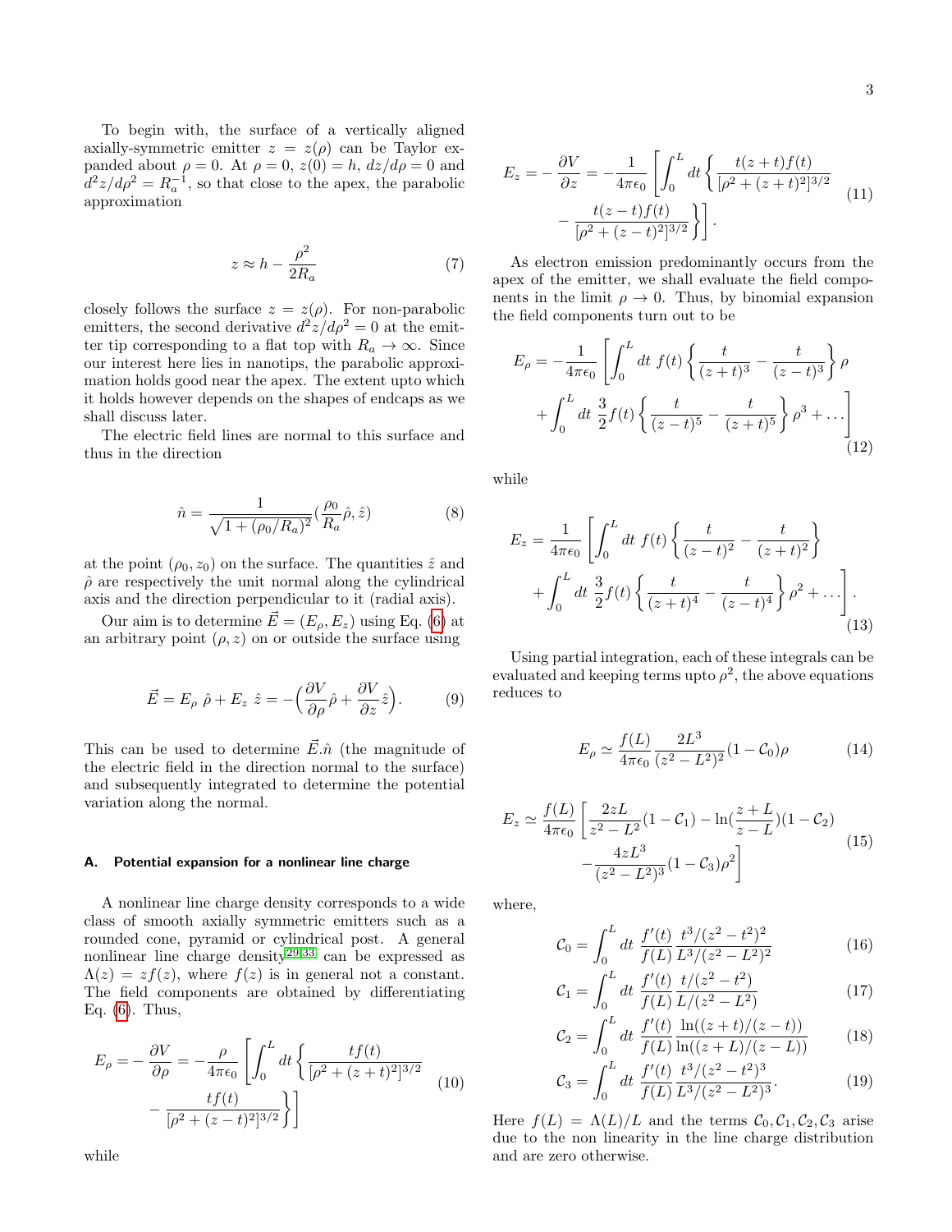To begin with, the surface of a vertically aligned axially-symmetric emitter $z = z(\rho)$ can be Taylor expanded about $\rho = 0$. At $\rho = 0$, $z(0) = h$, $dz/d\rho = 0$ and $d^2z/d\rho^2 = R_a^{-1}$, so that close to the apex, the parabolic approximation

$$z \approx h - \frac{\rho^2}{2R_a} \tag{7}$$

closely follows the surface $z = z(\rho)$. For non-parabolic emitters, the second derivative $d^2z/d\rho^2 = 0$ at the emitter tip corresponding to a flat top with $R_a \to \infty$. Since our interest here lies in nanotips, the parabolic approximation holds good near the apex. The extent upto which it holds however depends on the shapes of endcaps as we shall discuss later.

The electric field lines are normal to this surface and thus in the direction

$$\hat{n} = \frac{1}{\sqrt{1 + (\rho_0/R_a)^2}} (\frac{\rho_0}{R_a}\hat{\rho}, \hat{z}) \tag{8}$$

at the point $(\rho_0, z_0)$ on the surface. The quantities $\hat{z}$ and $\hat{\rho}$ are respectively the unit normal along the cylindrical axis and the direction perpendicular to it (radial axis).

Our aim is to determine $\vec{E} = (E_\rho, E_z)$ using Eq. (6) at an arbitrary point $(\rho, z)$ on or outside the surface using

$$\vec{E} = E_\rho\ \hat{\rho} + E_z\ \hat{z} = -\Big(\frac{\partial V}{\partial \rho}\hat{\rho} + \frac{\partial V}{\partial z}\hat{z}\Big). \tag{9}$$

This can be used to determine $\vec{E}.\hat{n}$ (the magnitude of the electric field in the direction normal to the surface) and subsequently integrated to determine the potential variation along the normal.

### A. Potential expansion for a nonlinear line charge

A nonlinear line charge density corresponds to a wide class of smooth axially symmetric emitters such as a rounded cone, pyramid or cylindrical post. A general nonlinear line charge density[29,33] can be expressed as $\Lambda(z) = zf(z)$, where $f(z)$ is in general not a constant. The field components are obtained by differentiating Eq. (6). Thus,

$$E_\rho = -\frac{\partial V}{\partial \rho} = -\frac{\rho}{4\pi\epsilon_0}\left[\int_0^L dt \left\{ \frac{tf(t)}{[\rho^2 + (z+t)^2]^{3/2}} - \frac{tf(t)}{[\rho^2 + (z-t)^2]^{3/2}} \right\}\right] \tag{10}$$

while

$$E_z = -\frac{\partial V}{\partial z} = -\frac{1}{4\pi\epsilon_0}\left[\int_0^L dt \left\{ \frac{t(z+t)f(t)}{[\rho^2 + (z+t)^2]^{3/2}} - \frac{t(z-t)f(t)}{[\rho^2 + (z-t)^2]^{3/2}} \right\}\right]. \tag{11}$$

As electron emission predominantly occurs from the apex of the emitter, we shall evaluate the field components in the limit $\rho \to 0$. Thus, by binomial expansion the field components turn out to be

$$E_\rho = -\frac{1}{4\pi\epsilon_0}\left[\int_0^L dt\ f(t) \left\{ \frac{t}{(z+t)^3} - \frac{t}{(z-t)^3} \right\}\rho + \int_0^L dt\ \frac{3}{2}f(t)\left\{ \frac{t}{(z-t)^5} - \frac{t}{(z+t)^5} \right\}\rho^3 + \ldots\right] \tag{12}$$

while

$$E_z = \frac{1}{4\pi\epsilon_0}\left[\int_0^L dt\ f(t) \left\{ \frac{t}{(z-t)^2} - \frac{t}{(z+t)^2} \right\} + \int_0^L dt\ \frac{3}{2}f(t)\left\{ \frac{t}{(z+t)^4} - \frac{t}{(z-t)^4} \right\}\rho^2 + \ldots\right]. \tag{13}$$

Using partial integration, each of these integrals can be evaluated and keeping terms upto $\rho^2$, the above equations reduces to

$$E_\rho \simeq \frac{f(L)}{4\pi\epsilon_0}\frac{2L^3}{(z^2 - L^2)^2}(1 - \mathcal{C}_0)\rho \tag{14}$$

$$E_z \simeq \frac{f(L)}{4\pi\epsilon_0}\left[\frac{2zL}{z^2 - L^2}(1 - \mathcal{C}_1) - \ln(\frac{z+L}{z-L})(1 - \mathcal{C}_2) - \frac{4zL^3}{(z^2 - L^2)^3}(1 - \mathcal{C}_3)\rho^2\right] \tag{15}$$

where,

$$\mathcal{C}_0 = \int_0^L dt\ \frac{f'(t)}{f(L)}\frac{t^3/(z^2 - t^2)^2}{L^3/(z^2 - L^2)^2} \tag{16}$$

$$\mathcal{C}_1 = \int_0^L dt\ \frac{f'(t)}{f(L)}\frac{t/(z^2 - t^2)}{L/(z^2 - L^2)} \tag{17}$$

$$\mathcal{C}_2 = \int_0^L dt\ \frac{f'(t)}{f(L)}\frac{\ln((z+t)/(z-t))}{\ln((z+L)/(z-L))} \tag{18}$$

$$\mathcal{C}_3 = \int_0^L dt\ \frac{f'(t)}{f(L)}\frac{t^3/(z^2 - t^2)^3}{L^3/(z^2 - L^2)^3}. \tag{19}$$

Here $f(L) = \Lambda(L)/L$ and the terms $\mathcal{C}_0, \mathcal{C}_1, \mathcal{C}_2, \mathcal{C}_3$ arise due to the non linearity in the line charge distribution and are zero otherwise.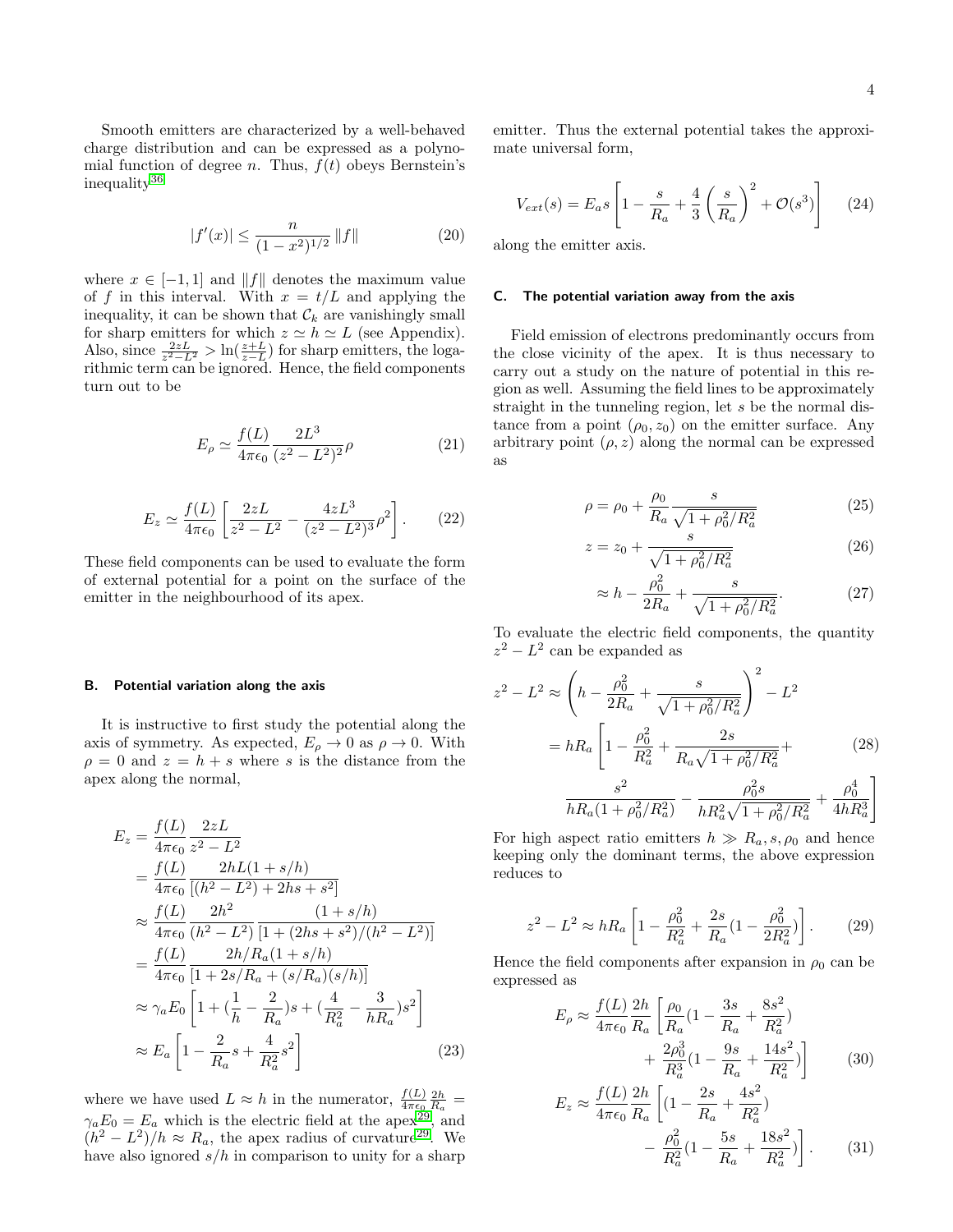Smooth emitters are characterized by a well-behaved charge distribution and can be expressed as a polynomial function of degree $n$. Thus, $f(t)$ obeys Bernstein's inequality[36]

$$|f'(x)| \leq \frac{n}{(1-x^2)^{1/2}} \|f\| \tag{20}$$

where $x \in [-1, 1]$ and $\|f\|$ denotes the maximum value of $f$ in this interval. With $x = t/L$ and applying the inequality, it can be shown that $\mathcal{C}_k$ are vanishingly small for sharp emitters for which $z \simeq h \simeq L$ (see Appendix). Also, since $\frac{2zL}{z^2-L^2} > \ln(\frac{z+L}{z-L})$ for sharp emitters, the logarithmic term can be ignored. Hence, the field components turn out to be

$$E_\rho \simeq \frac{f(L)}{4\pi\epsilon_0} \frac{2L^3}{(z^2-L^2)^2}\rho \tag{21}$$

$$E_z \simeq \frac{f(L)}{4\pi\epsilon_0} \left[ \frac{2zL}{z^2-L^2} - \frac{4zL^3}{(z^2-L^2)^3}\rho^2 \right]. \tag{22}$$

These field components can be used to evaluate the form of external potential for a point on the surface of the emitter in the neighbourhood of its apex.

### B. Potential variation along the axis

It is instructive to first study the potential along the axis of symmetry. As expected, $E_\rho \to 0$ as $\rho \to 0$. With $\rho = 0$ and $z = h + s$ where $s$ is the distance from the apex along the normal,

$$\begin{aligned}
E_z &= \frac{f(L)}{4\pi\epsilon_0} \frac{2zL}{z^2 - L^2} \\
&= \frac{f(L)}{4\pi\epsilon_0} \frac{2hL(1+s/h)}{[(h^2-L^2) + 2hs + s^2]} \\
&\approx \frac{f(L)}{4\pi\epsilon_0} \frac{2h^2}{(h^2-L^2)} \frac{(1+s/h)}{[1 + (2hs+s^2)/(h^2-L^2)]} \\
&= \frac{f(L)}{4\pi\epsilon_0} \frac{2h/R_a(1+s/h)}{[1 + 2s/R_a + (s/R_a)(s/h)]} \\
&\approx \gamma_a E_0 \left[ 1 + (\frac{1}{h} - \frac{2}{R_a})s + (\frac{4}{R_a^2} - \frac{3}{hR_a})s^2 \right] \\
&\approx E_a \left[ 1 - \frac{2}{R_a}s + \frac{4}{R_a^2}s^2 \right]
\end{aligned} \tag{23}$$

where we have used $L \approx h$ in the numerator, $\frac{f(L)}{4\pi\epsilon_0}\frac{2h}{R_a} = \gamma_a E_0 = E_a$ which is the electric field at the apex[29], and $(h^2 - L^2)/h \approx R_a$, the apex radius of curvature[29]. We have also ignored $s/h$ in comparison to unity for a sharp emitter. Thus the external potential takes the approximate universal form,

$$V_{ext}(s) = E_a s \left[ 1 - \frac{s}{R_a} + \frac{4}{3}\left(\frac{s}{R_a}\right)^2 + \mathcal{O}(s^3) \right] \tag{24}$$

along the emitter axis.

### C. The potential variation away from the axis

Field emission of electrons predominantly occurs from the close vicinity of the apex. It is thus necessary to carry out a study on the nature of potential in this region as well. Assuming the field lines to be approximately straight in the tunneling region, let $s$ be the normal distance from a point $(\rho_0, z_0)$ on the emitter surface. Any arbitrary point $(\rho, z)$ along the normal can be expressed as

$$\rho = \rho_0 + \frac{\rho_0}{R_a} \frac{s}{\sqrt{1 + \rho_0^2/R_a^2}} \tag{25}$$

$$z = z_0 + \frac{s}{\sqrt{1 + \rho_0^2/R_a^2}} \tag{26}$$

$$\approx h - \frac{\rho_0^2}{2R_a} + \frac{s}{\sqrt{1 + \rho_0^2/R_a^2}}. \tag{27}$$

To evaluate the electric field components, the quantity $z^2 - L^2$ can be expanded as

$$\begin{aligned}
z^2 - L^2 &\approx \left( h - \frac{\rho_0^2}{2R_a} + \frac{s}{\sqrt{1+\rho_0^2/R_a^2}} \right)^2 - L^2 \\
&= hR_a \left[ 1 - \frac{\rho_0^2}{R_a^2} + \frac{2s}{R_a\sqrt{1+\rho_0^2/R_a^2}} + \right. \\
&\qquad \left. \frac{s^2}{hR_a(1+\rho_0^2/R_a^2)} - \frac{\rho_0^2 s}{hR_a^2\sqrt{1+\rho_0^2/R_a^2}} + \frac{\rho_0^4}{4hR_a^3} \right]
\end{aligned} \tag{28}$$

For high aspect ratio emitters $h \gg R_a, s, \rho_0$ and hence keeping only the dominant terms, the above expression reduces to

$$z^2 - L^2 \approx hR_a \left[ 1 - \frac{\rho_0^2}{R_a^2} + \frac{2s}{R_a}(1 - \frac{\rho_0^2}{2R_a^2}) \right]. \tag{29}$$

Hence the field components after expansion in $\rho_0$ can be expressed as

$$\begin{aligned}
E_\rho \approx \frac{f(L)}{4\pi\epsilon_0} \frac{2h}{R_a} &\left[ \frac{\rho_0}{R_a}(1 - \frac{3s}{R_a} + \frac{8s^2}{R_a^2}) \right. \\
&\left. + \frac{2\rho_0^3}{R_a^3}(1 - \frac{9s}{R_a} + \frac{14s^2}{R_a^2}) \right]
\end{aligned} \tag{30}$$

$$\begin{aligned}
E_z \approx \frac{f(L)}{4\pi\epsilon_0} \frac{2h}{R_a} &\left[ (1 - \frac{2s}{R_a} + \frac{4s^2}{R_a^2}) \right. \\
&\left. - \frac{\rho_0^2}{R_a^2}(1 - \frac{5s}{R_a} + \frac{18s^2}{R_a^2}) \right].
\end{aligned} \tag{31}$$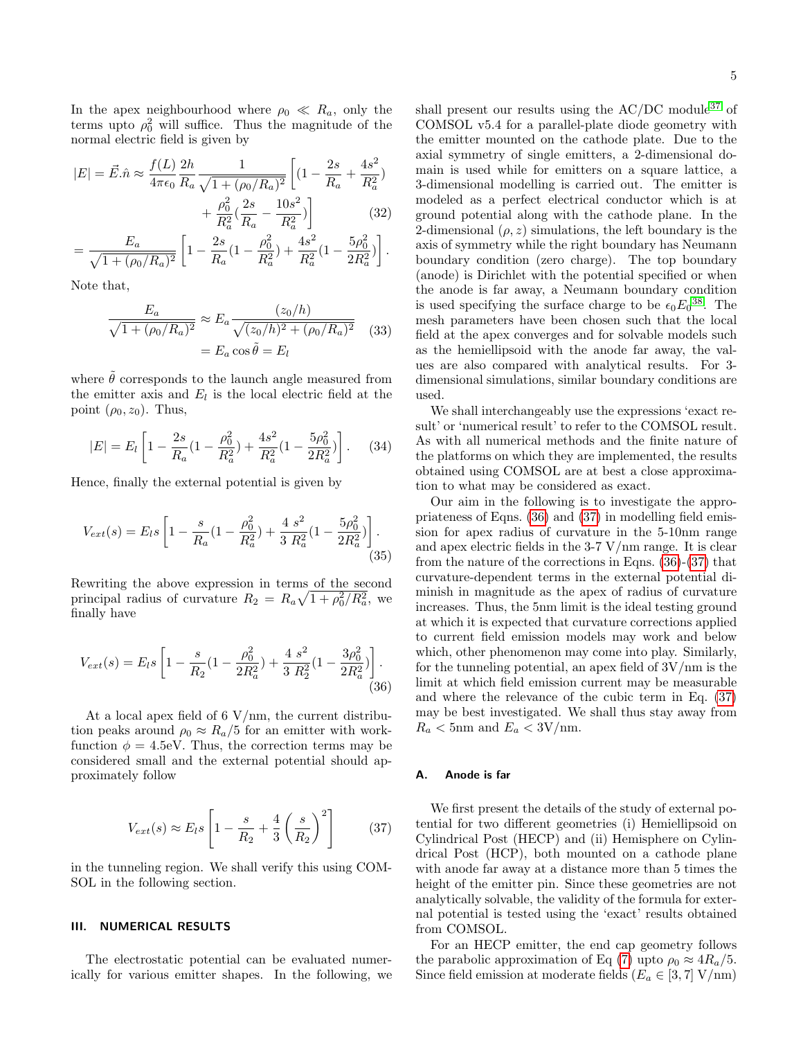In the apex neighbourhood where $\rho_0 \ll R_a$, only the terms upto $\rho_0^2$ will suffice. Thus the magnitude of the normal electric field is given by

$$|E| = \vec{E}.\hat{n} \approx \frac{f(L)}{4\pi\epsilon_0} \frac{2h}{R_a} \frac{1}{\sqrt{1+(\rho_0/R_a)^2}} \left[ (1 - \frac{2s}{R_a} + \frac{4s^2}{R_a^2}) + \frac{\rho_0^2}{R_a^2}(\frac{2s}{R_a} - \frac{10s^2}{R_a^2}) \right] \tag{32}$$

$$= \frac{E_a}{\sqrt{1+(\rho_0/R_a)^2}} \left[ 1 - \frac{2s}{R_a}(1 - \frac{\rho_0^2}{R_a^2}) + \frac{4s^2}{R_a^2}(1 - \frac{5\rho_0^2}{2R_a^2}) \right].$$

Note that,

$$\frac{E_a}{\sqrt{1+(\rho_0/R_a)^2}} \approx E_a \frac{(z_0/h)}{\sqrt{(z_0/h)^2 + (\rho_0/R_a)^2}} = E_a \cos\tilde{\theta} = E_l \tag{33}$$

where $\tilde{\theta}$ corresponds to the launch angle measured from the emitter axis and $E_l$ is the local electric field at the point $(\rho_0, z_0)$. Thus,

$$|E| = E_l \left[ 1 - \frac{2s}{R_a}(1 - \frac{\rho_0^2}{R_a^2}) + \frac{4s^2}{R_a^2}(1 - \frac{5\rho_0^2}{2R_a^2}) \right]. \tag{34}$$

Hence, finally the external potential is given by

$$V_{ext}(s) = E_l s \left[ 1 - \frac{s}{R_a}(1 - \frac{\rho_0^2}{R_a^2}) + \frac{4}{3}\frac{s^2}{R_a^2}(1 - \frac{5\rho_0^2}{2R_a^2}) \right]. \tag{35}$$

Rewriting the above expression in terms of the second principal radius of curvature $R_2 = R_a\sqrt{1 + \rho_0^2/R_a^2}$, we finally have

$$V_{ext}(s) = E_l s \left[ 1 - \frac{s}{R_2}(1 - \frac{\rho_0^2}{2R_a^2}) + \frac{4}{3}\frac{s^2}{R_2^2}(1 - \frac{3\rho_0^2}{2R_a^2}) \right]. \tag{36}$$

At a local apex field of 6 V/nm, the current distribution peaks around $\rho_0 \approx R_a/5$ for an emitter with workfunction $\phi = 4.5$eV. Thus, the correction terms may be considered small and the external potential should approximately follow

$$V_{ext}(s) \approx E_l s \left[ 1 - \frac{s}{R_2} + \frac{4}{3}\left(\frac{s}{R_2}\right)^2 \right] \tag{37}$$

in the tunneling region. We shall verify this using COMSOL in the following section.

## III. NUMERICAL RESULTS

The electrostatic potential can be evaluated numerically for various emitter shapes. In the following, we shall present our results using the AC/DC module[37] of COMSOL v5.4 for a parallel-plate diode geometry with the emitter mounted on the cathode plate. Due to the axial symmetry of single emitters, a 2-dimensional domain is used while for emitters on a square lattice, a 3-dimensional modelling is carried out. The emitter is modeled as a perfect electrical conductor which is at ground potential along with the cathode plane. In the 2-dimensional $(\rho, z)$ simulations, the left boundary is the axis of symmetry while the right boundary has Neumann boundary condition (zero charge). The top boundary (anode) is Dirichlet with the potential specified or when the anode is far away, a Neumann boundary condition is used specifying the surface charge to be $\epsilon_0 E_0$[38]. The mesh parameters have been chosen such that the local field at the apex converges and for solvable models such as the hemiellipsoid with the anode far away, the values are also compared with analytical results. For 3-dimensional simulations, similar boundary conditions are used.

We shall interchangeably use the expressions 'exact result' or 'numerical result' to refer to the COMSOL result. As with all numerical methods and the finite nature of the platforms on which they are implemented, the results obtained using COMSOL are at best a close approximation to what may be considered as exact.

Our aim in the following is to investigate the appropriateness of Eqns. (36) and (37) in modelling field emission for apex radius of curvature in the 5-10nm range and apex electric fields in the 3-7 V/nm range. It is clear from the nature of the corrections in Eqns. (36)-(37) that curvature-dependent terms in the external potential diminish in magnitude as the apex of radius of curvature increases. Thus, the 5nm limit is the ideal testing ground at which it is expected that curvature corrections applied to current field emission models may work and below which, other phenomenon may come into play. Similarly, for the tunneling potential, an apex field of 3V/nm is the limit at which field emission current may be measurable and where the relevance of the cubic term in Eq. (37) may be best investigated. We shall thus stay away from $R_a < 5$nm and $E_a < 3$V/nm.

### A. Anode is far

We first present the details of the study of external potential for two different geometries (i) Hemiellipsoid on Cylindrical Post (HECP) and (ii) Hemisphere on Cylindrical Post (HCP), both mounted on a cathode plane with anode far away at a distance more than 5 times the height of the emitter pin. Since these geometries are not analytically solvable, the validity of the formula for external potential is tested using the 'exact' results obtained from COMSOL.

For an HECP emitter, the end cap geometry follows the parabolic approximation of Eq (7) upto $\rho_0 \approx 4R_a/5$. Since field emission at moderate fields ($E_a \in [3, 7]$ V/nm)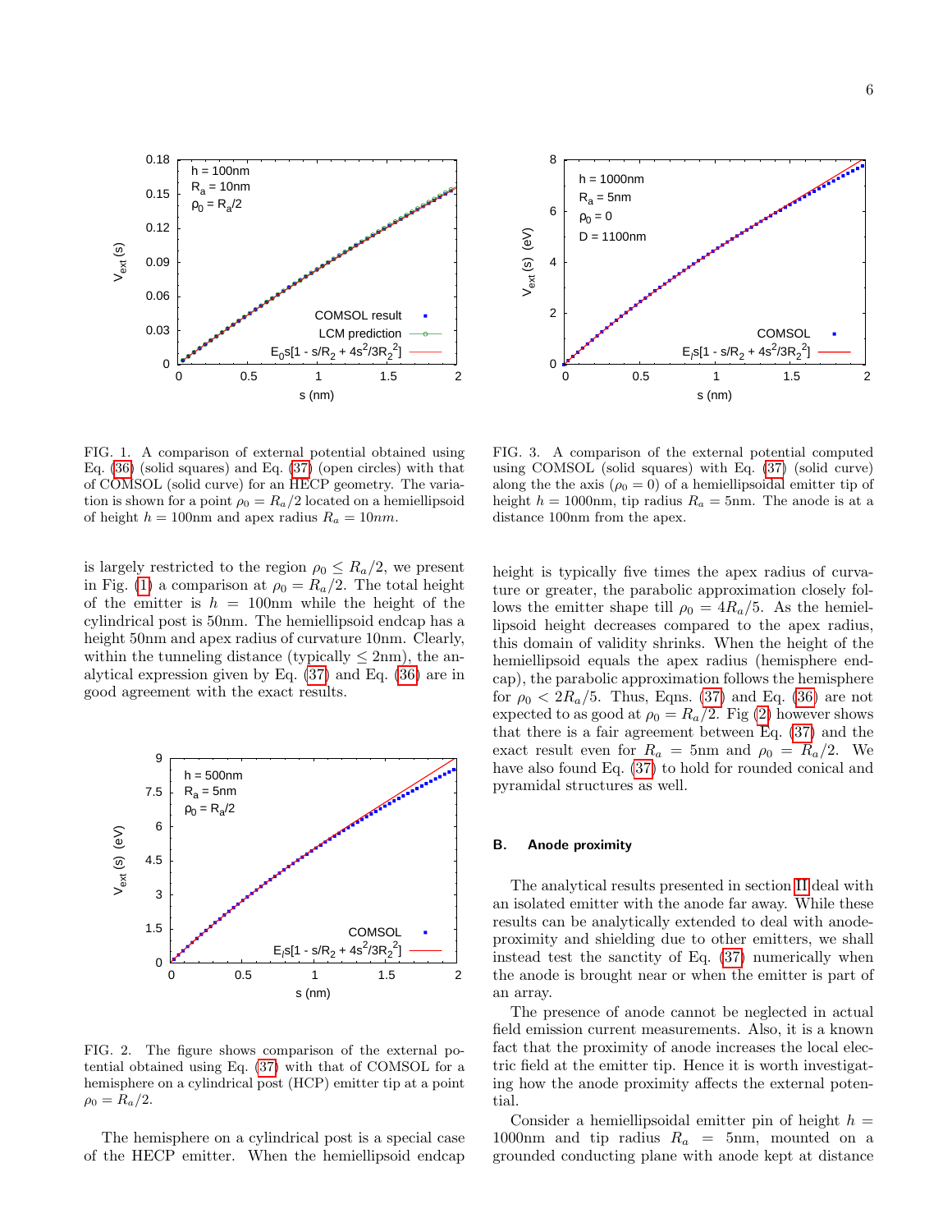FIG. 1. A comparison of external potential obtained using Eq. (36) (solid squares) and Eq. (37) (open circles) with that of COMSOL (solid curve) for an HECP geometry. The variation is shown for a point $\rho_0 = R_a/2$ located on a hemiellipsoid of height $h = 100$nm and apex radius $R_a = 10nm$.

is largely restricted to the region $\rho_0 \leq R_a/2$, we present in Fig. (1) a comparison at $\rho_0 = R_a/2$. The total height of the emitter is $h = 100$nm while the height of the cylindrical post is 50nm. The hemiellipsoid endcap has a height 50nm and apex radius of curvature 10nm. Clearly, within the tunneling distance (typically $\leq 2$nm), the analytical expression given by Eq. (37) and Eq. (36) are in good agreement with the exact results.

FIG. 2. The figure shows comparison of the external potential obtained using Eq. (37) with that of COMSOL for a hemisphere on a cylindrical post (HCP) emitter tip at a point $\rho_0 = R_a/2$.

The hemisphere on a cylindrical post is a special case of the HECP emitter. When the hemiellipsoid endcap height is typically five times the apex radius of curvature or greater, the parabolic approximation closely follows the emitter shape till $\rho_0 = 4R_a/5$. As the hemiellipsoid height decreases compared to the apex radius, this domain of validity shrinks. When the height of the hemiellipsoid equals the apex radius (hemisphere endcap), the parabolic approximation follows the hemisphere for $\rho_0 < 2R_a/5$. Thus, Eqns. (37) and Eq. (36) are not expected to as good at $\rho_0 = R_a/2$. Fig (2) however shows that there is a fair agreement between Eq. (37) and the exact result even for $R_a = 5$nm and $\rho_0 = R_a/2$. We have also found Eq. (37) to hold for rounded conical and pyramidal structures as well.

FIG. 3. A comparison of the external potential computed using COMSOL (solid squares) with Eq. (37) (solid curve) along the the axis ($\rho_0 = 0$) of a hemiellipsoidal emitter tip of height $h = 1000$nm, tip radius $R_a = 5$nm. The anode is at a distance 100nm from the apex.

### B. Anode proximity

The analytical results presented in section II deal with an isolated emitter with the anode far away. While these results can be analytically extended to deal with anode-proximity and shielding due to other emitters, we shall instead test the sanctity of Eq. (37) numerically when the anode is brought near or when the emitter is part of an array.

The presence of anode cannot be neglected in actual field emission current measurements. Also, it is a known fact that the proximity of anode increases the local electric field at the emitter tip. Hence it is worth investigating how the anode proximity affects the external potential.

Consider a hemiellipsoidal emitter pin of height $h = 1000$nm and tip radius $R_a = 5$nm, mounted on a grounded conducting plane with anode kept at distance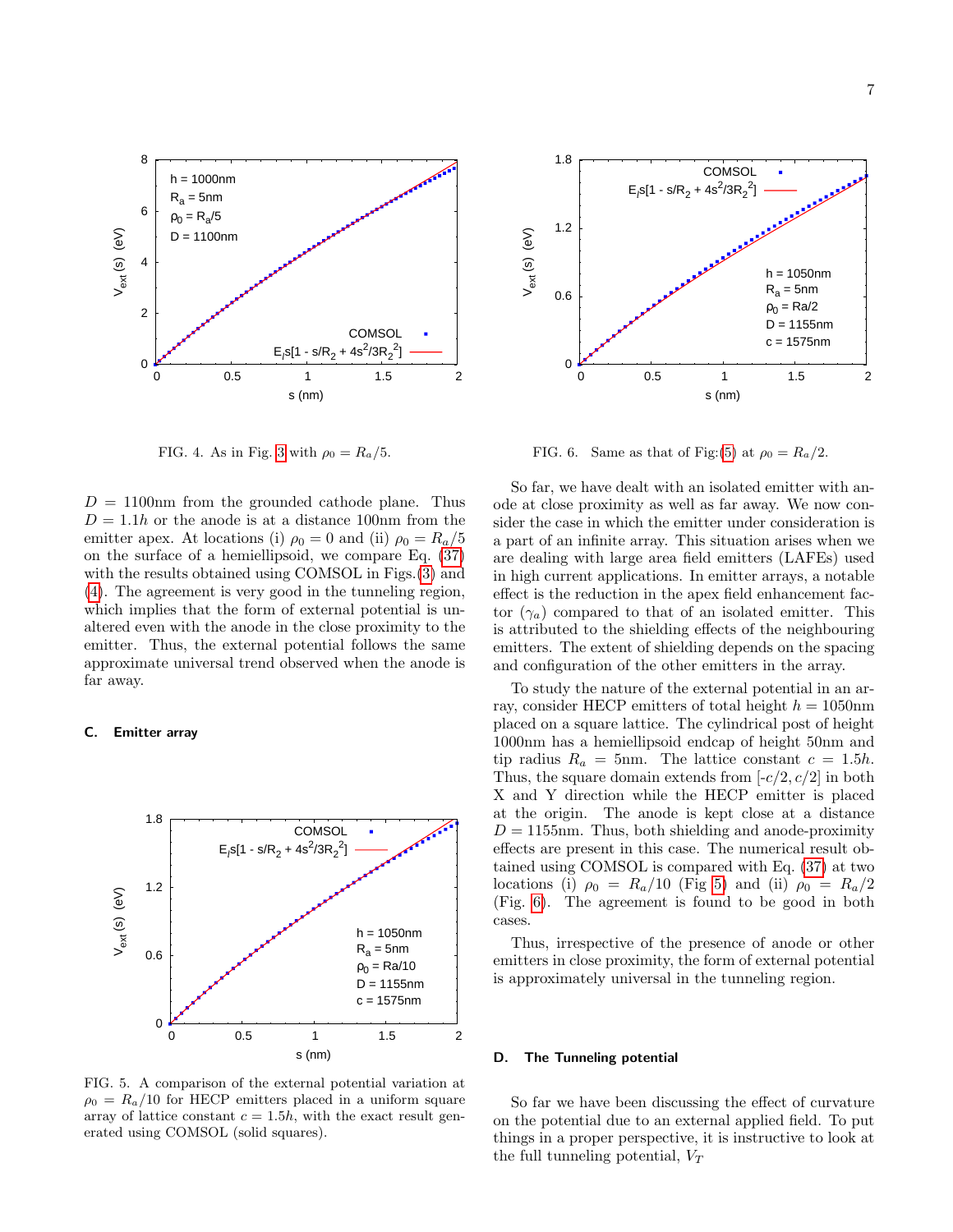FIG. 4. As in Fig. 3 with $\rho_0 = R_a/5$.

FIG. 6. Same as that of Fig:(5) at $\rho_0 = R_a/2$.

$D = 1100$nm from the grounded cathode plane. Thus $D = 1.1h$ or the anode is at a distance 100nm from the emitter apex. At locations (i) $\rho_0 = 0$ and (ii) $\rho_0 = R_a/5$ on the surface of a hemiellipsoid, we compare Eq. (37) with the results obtained using COMSOL in Figs.(3) and (4). The agreement is very good in the tunneling region, which implies that the form of external potential is unaltered even with the anode in the close proximity to the emitter. Thus, the external potential follows the same approximate universal trend observed when the anode is far away.

### C. Emitter array

FIG. 5. A comparison of the external potential variation at $\rho_0 = R_a/10$ for HECP emitters placed in a uniform square array of lattice constant $c = 1.5h$, with the exact result generated using COMSOL (solid squares).

So far, we have dealt with an isolated emitter with anode at close proximity as well as far away. We now consider the case in which the emitter under consideration is a part of an infinite array. This situation arises when we are dealing with large area field emitters (LAFEs) used in high current applications. In emitter arrays, a notable effect is the reduction in the apex field enhancement factor ($\gamma_a$) compared to that of an isolated emitter. This is attributed to the shielding effects of the neighbouring emitters. The extent of shielding depends on the spacing and configuration of the other emitters in the array.

To study the nature of the external potential in an array, consider HECP emitters of total height $h = 1050$nm placed on a square lattice. The cylindrical post of height 1000nm has a hemiellipsoid endcap of height 50nm and tip radius $R_a = 5$nm. The lattice constant $c = 1.5h$. Thus, the square domain extends from [$-c/2, c/2$] in both X and Y direction while the HECP emitter is placed at the origin. The anode is kept close at a distance $D = 1155$nm. Thus, both shielding and anode-proximity effects are present in this case. The numerical result obtained using COMSOL is compared with Eq. (37) at two locations (i) $\rho_0 = R_a/10$ (Fig 5) and (ii) $\rho_0 = R_a/2$ (Fig. 6). The agreement is found to be good in both cases.

Thus, irrespective of the presence of anode or other emitters in close proximity, the form of external potential is approximately universal in the tunneling region.

### D. The Tunneling potential

So far we have been discussing the effect of curvature on the potential due to an external applied field. To put things in a proper perspective, it is instructive to look at the full tunneling potential, $V_T$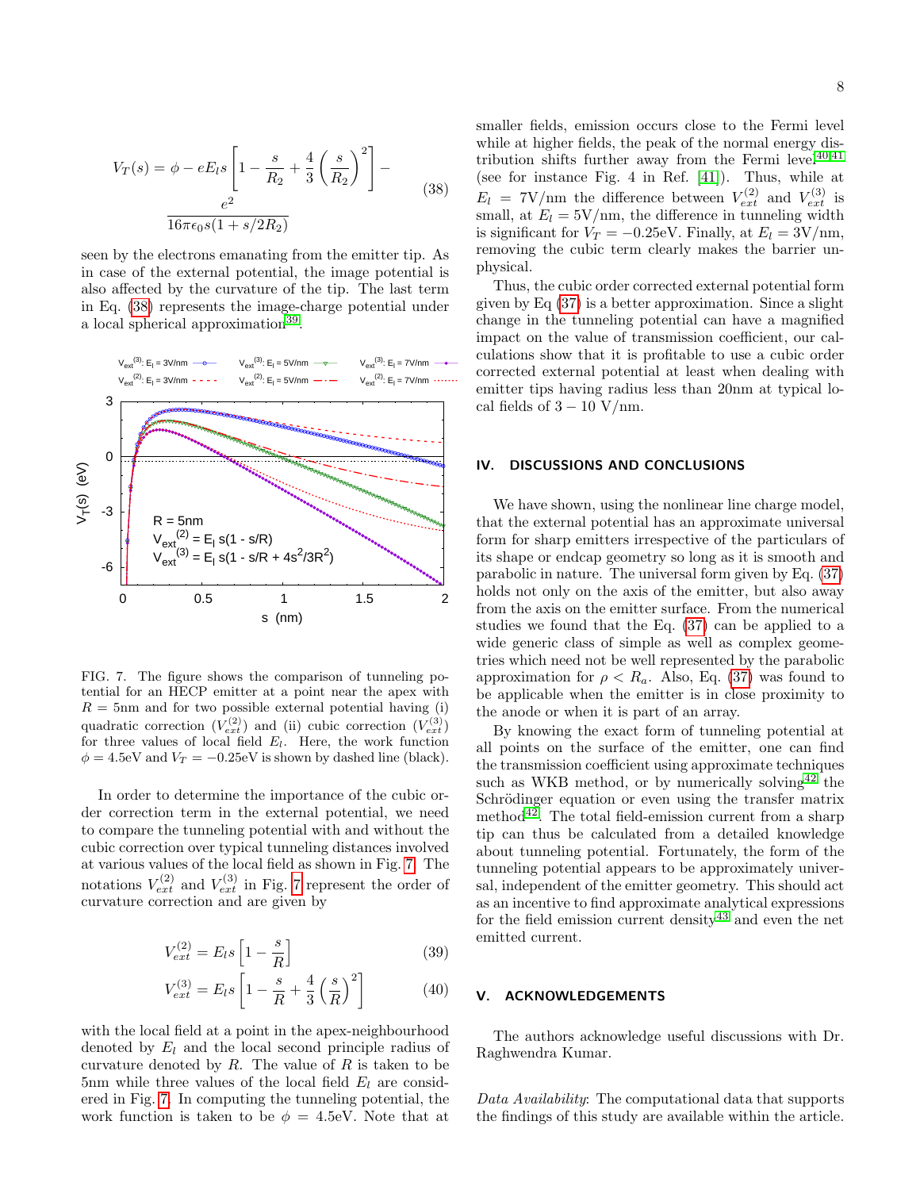$$V_T(s) = \phi - eE_l s \left[1 - \frac{s}{R_2} + \frac{4}{3}\left(\frac{s}{R_2}\right)^2\right] - \frac{e^2}{16\pi\epsilon_0 s(1 + s/2R_2)} \tag{38}$$

seen by the electrons emanating from the emitter tip. As in case of the external potential, the image potential is also affected by the curvature of the tip. The last term in Eq. (38) represents the image-charge potential under a local spherical approximation[39].

FIG. 7. The figure shows the comparison of tunneling potential for an HECP emitter at a point near the apex with $R = 5$nm and for two possible external potential having (i) quadratic correction ($V_{ext}^{(2)}$) and (ii) cubic correction ($V_{ext}^{(3)}$) for three values of local field $E_l$. Here, the work function $\phi = 4.5$eV and $V_T = -0.25$eV is shown by dashed line (black).

In order to determine the importance of the cubic order correction term in the external potential, we need to compare the tunneling potential with and without the cubic correction over typical tunneling distances involved at various values of the local field as shown in Fig. 7. The notations $V_{ext}^{(2)}$ and $V_{ext}^{(3)}$ in Fig. 7 represent the order of curvature correction and are given by

$$V_{ext}^{(2)} = E_l s \left[1 - \frac{s}{R}\right] \tag{39}$$

$$V_{ext}^{(3)} = E_l s \left[1 - \frac{s}{R} + \frac{4}{3}\left(\frac{s}{R}\right)^2\right] \tag{40}$$

with the local field at a point in the apex-neighbourhood denoted by $E_l$ and the local second principle radius of curvature denoted by $R$. The value of $R$ is taken to be 5nm while three values of the local field $E_l$ are considered in Fig. 7. In computing the tunneling potential, the work function is taken to be $\phi = 4.5$eV. Note that at smaller fields, emission occurs close to the Fermi level while at higher fields, the peak of the normal energy distribution shifts further away from the Fermi level[40,41] (see for instance Fig. 4 in Ref. [41]). Thus, while at $E_l = 7$V/nm the difference between $V_{ext}^{(2)}$ and $V_{ext}^{(3)}$ is small, at $E_l = 5$V/nm, the difference in tunneling width is significant for $V_T = -0.25$eV. Finally, at $E_l = 3$V/nm, removing the cubic term clearly makes the barrier unphysical.

Thus, the cubic order corrected external potential form given by Eq (37) is a better approximation. Since a slight change in the tunneling potential can have a magnified impact on the value of transmission coefficient, our calculations show that it is profitable to use a cubic order corrected external potential at least when dealing with emitter tips having radius less than 20nm at typical local fields of $3 - 10$ V/nm.

## IV. DISCUSSIONS AND CONCLUSIONS

We have shown, using the nonlinear line charge model, that the external potential has an approximate universal form for sharp emitters irrespective of the particulars of its shape or endcap geometry so long as it is smooth and parabolic in nature. The universal form given by Eq. (37) holds not only on the axis of the emitter, but also away from the axis on the emitter surface. From the numerical studies we found that the Eq. (37) can be applied to a wide generic class of simple as well as complex geometries which need not be well represented by the parabolic approximation for $\rho < R_a$. Also, Eq. (37) was found to be applicable when the emitter is in close proximity to the anode or when it is part of an array.

By knowing the exact form of tunneling potential at all points on the surface of the emitter, one can find the transmission coefficient using approximate techniques such as WKB method, or by numerically solving[42] the Schrödinger equation or even using the transfer matrix method[42]. The total field-emission current from a sharp tip can thus be calculated from a detailed knowledge about tunneling potential. Fortunately, the form of the tunneling potential appears to be approximately universal, independent of the emitter geometry. This should act as an incentive to find approximate analytical expressions for the field emission current density[43] and even the net emitted current.

## V. ACKNOWLEDGEMENTS

The authors acknowledge useful discussions with Dr. Raghwendra Kumar.

*Data Availability*: The computational data that supports the findings of this study are available within the article.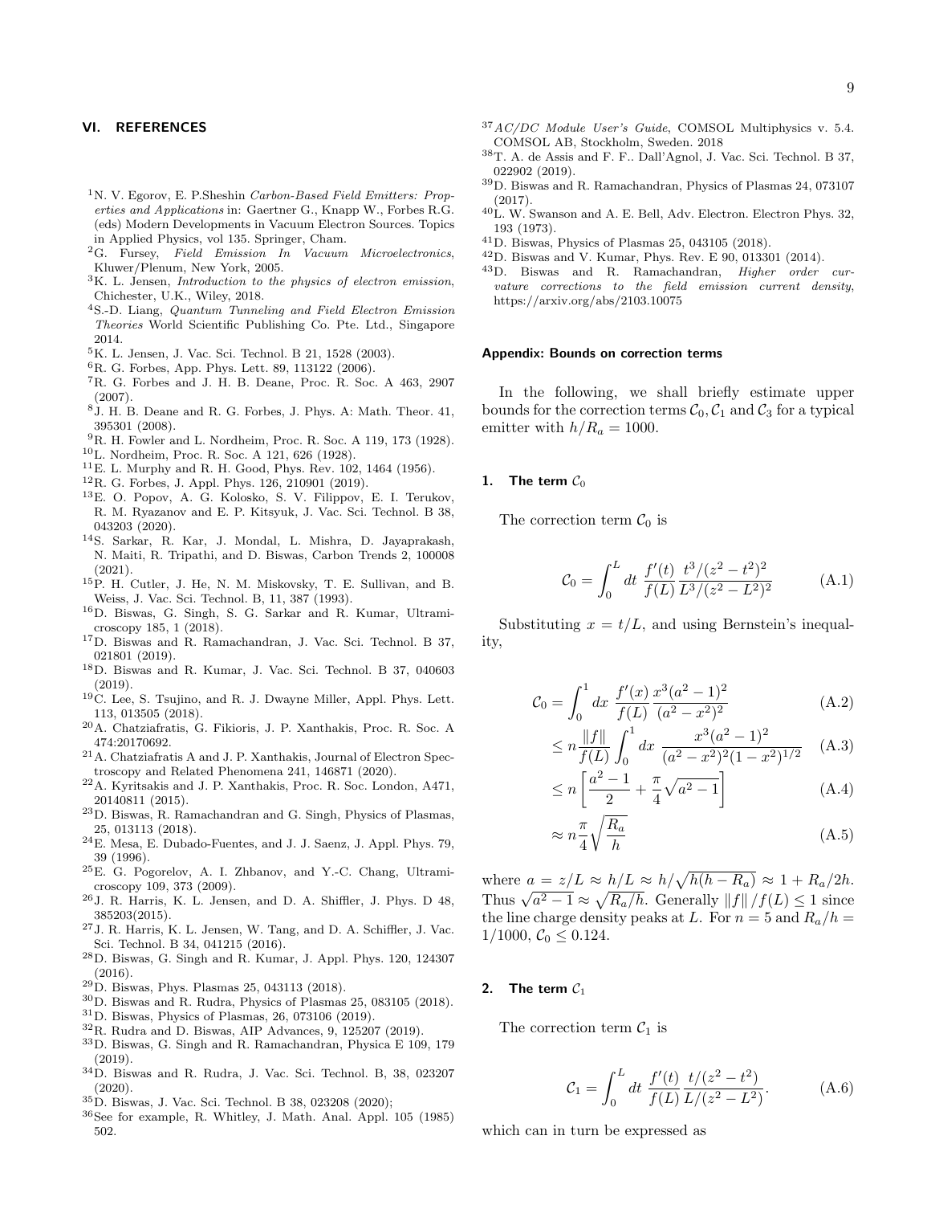## VI. REFERENCES

[1]N. V. Egorov, E. P.Sheshin *Carbon-Based Field Emitters: Properties and Applications* in: Gaertner G., Knapp W., Forbes R.G. (eds) Modern Developments in Vacuum Electron Sources. Topics in Applied Physics, vol 135. Springer, Cham.

[2]G. Fursey, *Field Emission In Vacuum Microelectronics*, Kluwer/Plenum, New York, 2005.

[3]K. L. Jensen, *Introduction to the physics of electron emission*, Chichester, U.K., Wiley, 2018.

[4]S.-D. Liang, *Quantum Tunneling and Field Electron Emission Theories* World Scientific Publishing Co. Pte. Ltd., Singapore 2014.

[5]K. L. Jensen, J. Vac. Sci. Technol. B 21, 1528 (2003).

[6]R. G. Forbes, App. Phys. Lett. 89, 113122 (2006).

[7]R. G. Forbes and J. H. B. Deane, Proc. R. Soc. A 463, 2907 (2007).

[8]J. H. B. Deane and R. G. Forbes, J. Phys. A: Math. Theor. 41, 395301 (2008).

[9]R. H. Fowler and L. Nordheim, Proc. R. Soc. A 119, 173 (1928).

[10]L. Nordheim, Proc. R. Soc. A 121, 626 (1928).

[11]E. L. Murphy and R. H. Good, Phys. Rev. 102, 1464 (1956).

[12]R. G. Forbes, J. Appl. Phys. 126, 210901 (2019).

[13]E. O. Popov, A. G. Kolosko, S. V. Filippov, E. I. Terukov, R. M. Ryazanov and E. P. Kitsyuk, J. Vac. Sci. Technol. B 38, 043203 (2020).

[14]S. Sarkar, R. Kar, J. Mondal, L. Mishra, D. Jayaprakash, N. Maiti, R. Tripathi, and D. Biswas, Carbon Trends 2, 100008 (2021).

[15]P. H. Cutler, J. He, N. M. Miskovsky, T. E. Sullivan, and B. Weiss, J. Vac. Sci. Technol. B, 11, 387 (1993).

[16]D. Biswas, G. Singh, S. G. Sarkar and R. Kumar, Ultramicroscopy 185, 1 (2018).

[17]D. Biswas and R. Ramachandran, J. Vac. Sci. Technol. B 37, 021801 (2019).

[18]D. Biswas and R. Kumar, J. Vac. Sci. Technol. B 37, 040603 (2019).

[19]C. Lee, S. Tsujino, and R. J. Dwayne Miller, Appl. Phys. Lett. 113, 013505 (2018).

[20]A. Chatziafratis, G. Fikioris, J. P. Xanthakis, Proc. R. Soc. A 474:20170692.

[21]A. Chatziafratis A and J. P. Xanthakis, Journal of Electron Spectroscopy and Related Phenomena 241, 146871 (2020).

[22]A. Kyritsakis and J. P. Xanthakis, Proc. R. Soc. London, A471, 20140811 (2015).

[23]D. Biswas, R. Ramachandran and G. Singh, Physics of Plasmas, 25, 013113 (2018).

[24]E. Mesa, E. Dubado-Fuentes, and J. J. Saenz, J. Appl. Phys. 79, 39 (1996).

[25]E. G. Pogorelov, A. I. Zhbanov, and Y.-C. Chang, Ultramicroscopy 109, 373 (2009).

[26]J. R. Harris, K. L. Jensen, and D. A. Shiffler, J. Phys. D 48, 385203(2015).

[27]J. R. Harris, K. L. Jensen, W. Tang, and D. A. Schiffler, J. Vac. Sci. Technol. B 34, 041215 (2016).

[28]D. Biswas, G. Singh and R. Kumar, J. Appl. Phys. 120, 124307 (2016).

[29]D. Biswas, Phys. Plasmas 25, 043113 (2018).

[30]D. Biswas and R. Rudra, Physics of Plasmas 25, 083105 (2018).

[31]D. Biswas, Physics of Plasmas, 26, 073106 (2019).

[32]R. Rudra and D. Biswas, AIP Advances, 9, 125207 (2019).

[33]D. Biswas, G. Singh and R. Ramachandran, Physica E 109, 179 (2019).

[34]D. Biswas and R. Rudra, J. Vac. Sci. Technol. B, 38, 023207 (2020).

[35]D. Biswas, J. Vac. Sci. Technol. B 38, 023208 (2020);

[36]See for example, R. Whitley, J. Math. Anal. Appl. 105 (1985) 502.

[37]*AC/DC Module User's Guide*, COMSOL Multiphysics v. 5.4. COMSOL AB, Stockholm, Sweden. 2018

[38]T. A. de Assis and F. F.. Dall'Agnol, J. Vac. Sci. Technol. B 37, 022902 (2019).

[39]D. Biswas and R. Ramachandran, Physics of Plasmas 24, 073107 (2017).

[40]L. W. Swanson and A. E. Bell, Adv. Electron. Electron Phys. 32, 193 (1973).

[41]D. Biswas, Physics of Plasmas 25, 043105 (2018).

[42]D. Biswas and V. Kumar, Phys. Rev. E 90, 013301 (2014).

[43]D. Biswas and R. Ramachandran, *Higher order curvature corrections to the field emission current density*, https://arxiv.org/abs/2103.10075

## Appendix: Bounds on correction terms

In the following, we shall briefly estimate upper bounds for the correction terms $\mathcal{C}_0, \mathcal{C}_1$ and $\mathcal{C}_3$ for a typical emitter with $h/R_a = 1000$.

### 1. The term $\mathcal{C}_0$

The correction term $\mathcal{C}_0$ is

$$\mathcal{C}_0 = \int_0^L dt\ \frac{f'(t)}{f(L)} \frac{t^3/(z^2-t^2)^2}{L^3/(z^2-L^2)^2} \tag{A.1}$$

Substituting $x = t/L$, and using Bernstein's inequality,

$$\begin{align}
\mathcal{C}_0 &= \int_0^1 dx\ \frac{f'(x)}{f(L)} \frac{x^3(a^2-1)^2}{(a^2-x^2)^2} \tag{A.2}\\
&\leq n\frac{\|f\|}{f(L)} \int_0^1 dx\ \frac{x^3(a^2-1)^2}{(a^2-x^2)^2(1-x^2)^{1/2}} \tag{A.3}\\
&\leq n\left[\frac{a^2-1}{2} + \frac{\pi}{4}\sqrt{a^2-1}\right] \tag{A.4}\\
&\approx n\frac{\pi}{4}\sqrt{\frac{R_a}{h}} \tag{A.5}
\end{align}$$

where $a = z/L \approx h/L \approx h/\sqrt{h(h-R_a)} \approx 1 + R_a/2h$. Thus $\sqrt{a^2-1} \approx \sqrt{R_a/h}$. Generally $\|f\|/f(L) \leq 1$ since the line charge density peaks at $L$. For $n = 5$ and $R_a/h = 1/1000$, $\mathcal{C}_0 \leq 0.124$.

### 2. The term $\mathcal{C}_1$

The correction term $\mathcal{C}_1$ is

$$\mathcal{C}_1 = \int_0^L dt\ \frac{f'(t)}{f(L)} \frac{t/(z^2-t^2)}{L/(z^2-L^2)}. \tag{A.6}$$

which can in turn be expressed as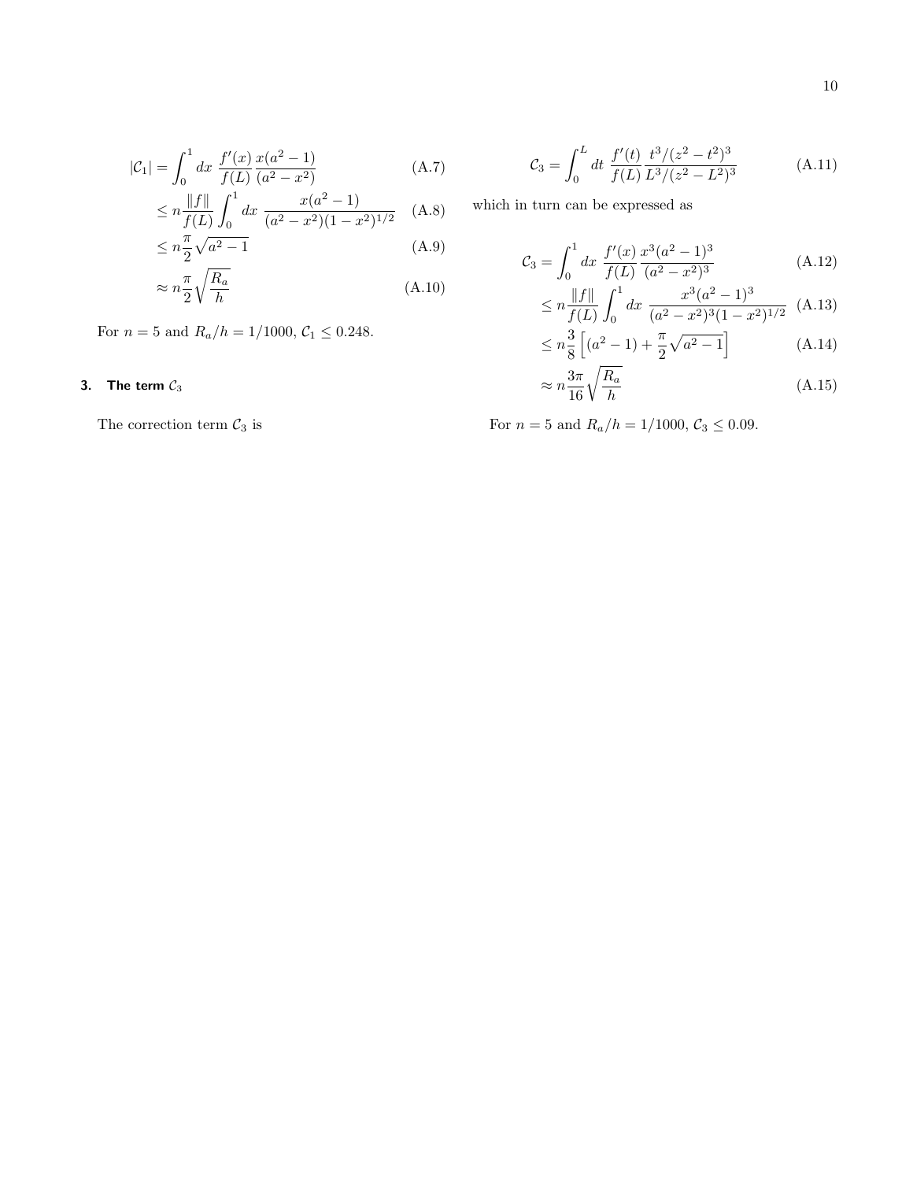$$|\mathcal{C}_1| = \int_0^1 dx\ \frac{f'(x)}{f(L)} \frac{x(a^2-1)}{(a^2-x^2)} \tag{A.7}$$

$$\leq n\frac{\|f\|}{f(L)} \int_0^1 dx\ \frac{x(a^2-1)}{(a^2-x^2)(1-x^2)^{1/2}} \tag{A.8}$$

$$\leq n\frac{\pi}{2}\sqrt{a^2-1} \tag{A.9}$$

$$\approx n\frac{\pi}{2}\sqrt{\frac{R_a}{h}} \tag{A.10}$$

For $n = 5$ and $R_a/h = 1/1000$, $\mathcal{C}_1 \leq 0.248$.

### 3. The term $\mathcal{C}_3$

The correction term $\mathcal{C}_3$ is

$$\mathcal{C}_3 = \int_0^L dt\ \frac{f'(t)}{f(L)} \frac{t^3/(z^2-t^2)^3}{L^3/(z^2-L^2)^3} \tag{A.11}$$

which in turn can be expressed as

$$\mathcal{C}_3 = \int_0^1 dx\ \frac{f'(x)}{f(L)} \frac{x^3(a^2-1)^3}{(a^2-x^2)^3} \tag{A.12}$$

$$\leq n\frac{\|f\|}{f(L)} \int_0^1 dx\ \frac{x^3(a^2-1)^3}{(a^2-x^2)^3(1-x^2)^{1/2}} \tag{A.13}$$

$$\leq n\frac{3}{8}\left[(a^2-1) + \frac{\pi}{2}\sqrt{a^2-1}\right] \tag{A.14}$$

$$\approx n\frac{3\pi}{16}\sqrt{\frac{R_a}{h}} \tag{A.15}$$

For $n = 5$ and $R_a/h = 1/1000$, $\mathcal{C}_3 \leq 0.09$.